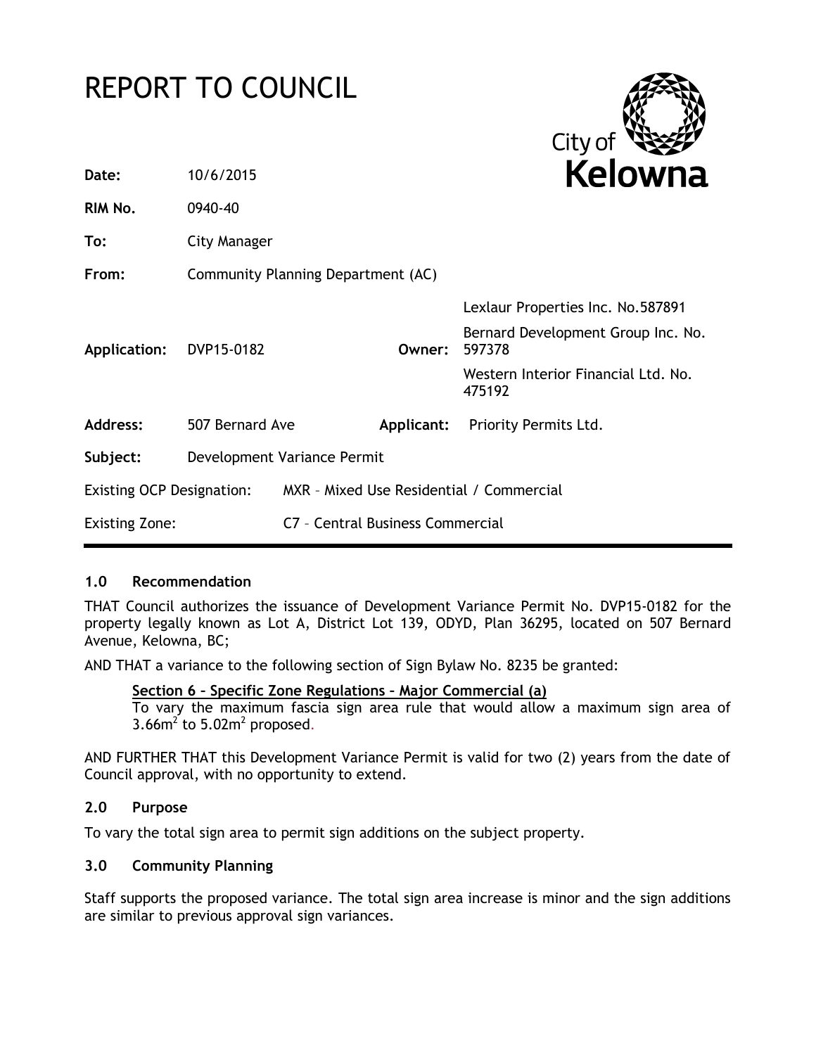# REPORT TO COUNCIL

| | | | |
|---|---|---|---|
| **Date:** | 10/6/2015 | | |
| **RIM No.** | 0940-40 | | |
| **To:** | City Manager | | |
| **From:** | Community Planning Department (AC) | | |
| **Application:** | DVP15-0182 | **Owner:** | Lexlaur Properties Inc. No.587891<br>Bernard Development Group Inc. No. 597378<br>Western Interior Financial Ltd. No. 475192 |
| **Address:** | 507 Bernard Ave | **Applicant:** | Priority Permits Ltd. |
| **Subject:** | Development Variance Permit | | |
| Existing OCP Designation: | MXR – Mixed Use Residential / Commercial | | |
| Existing Zone: | C7 – Central Business Commercial | | |

## 1.0 Recommendation

THAT Council authorizes the issuance of Development Variance Permit No. DVP15-0182 for the property legally known as Lot A, District Lot 139, ODYD, Plan 36295, located on 507 Bernard Avenue, Kelowna, BC;

AND THAT a variance to the following section of Sign Bylaw No. 8235 be granted:

> **Section 6 – Specific Zone Regulations – Major Commercial (a)**
> To vary the maximum fascia sign area rule that would allow a maximum sign area of $3.66m^2$ to $5.02m^2$ proposed.

AND FURTHER THAT this Development Variance Permit is valid for two (2) years from the date of Council approval, with no opportunity to extend.

## 2.0 Purpose

To vary the total sign area to permit sign additions on the subject property.

## 3.0 Community Planning

Staff supports the proposed variance. The total sign area increase is minor and the sign additions are similar to previous approval sign variances.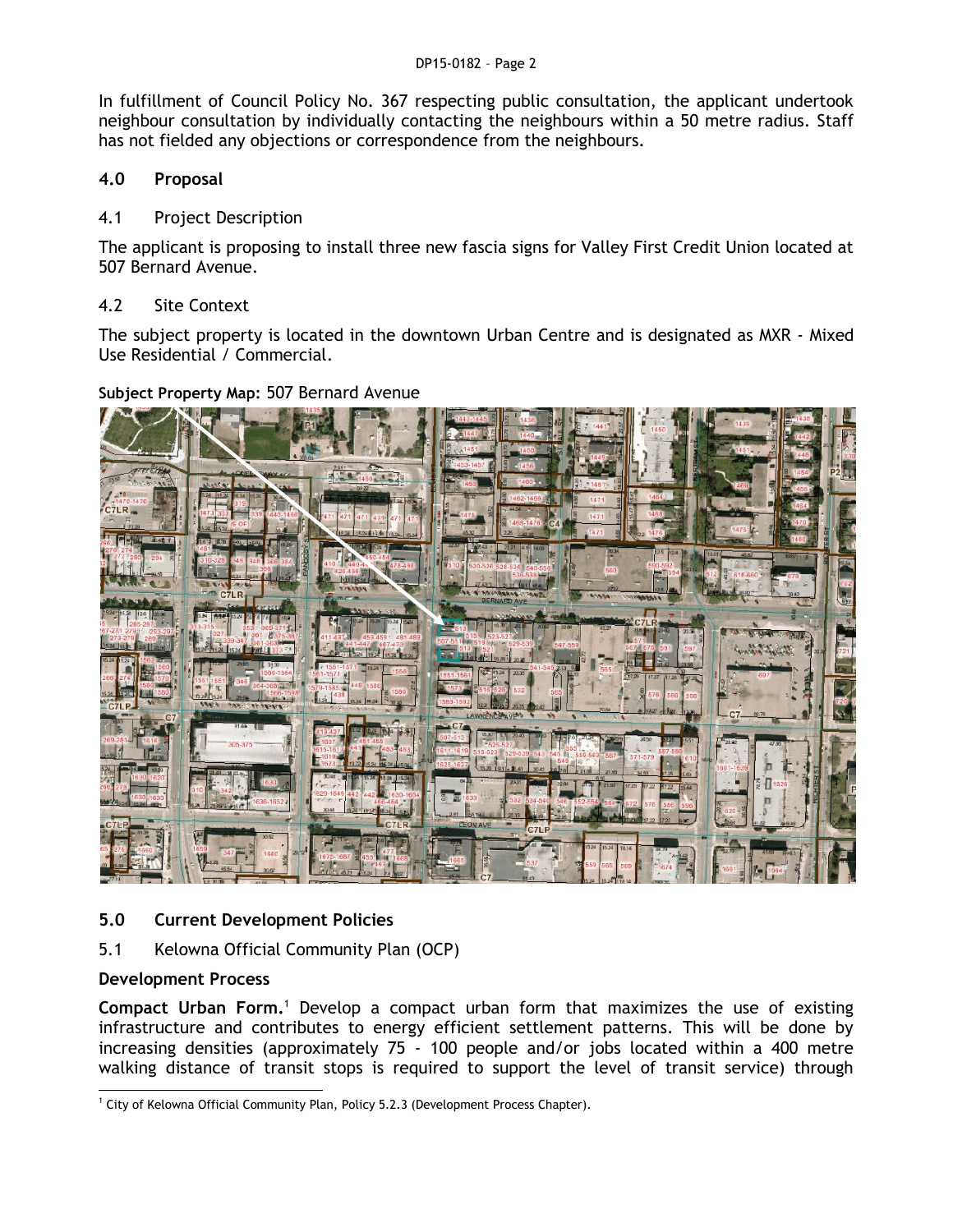In fulfillment of Council Policy No. 367 respecting public consultation, the applicant undertook neighbour consultation by individually contacting the neighbours within a 50 metre radius. Staff has not fielded any objections or correspondence from the neighbours.

## 4.0 Proposal

### 4.1 Project Description

The applicant is proposing to install three new fascia signs for Valley First Credit Union located at 507 Bernard Avenue.

### 4.2 Site Context

The subject property is located in the downtown Urban Centre and is designated as MXR - Mixed Use Residential / Commercial.

**Subject Property Map:** 507 Bernard Avenue

## 5.0 Current Development Policies

### 5.1 Kelowna Official Community Plan (OCP)

**Development Process**

**Compact Urban Form.**[1] Develop a compact urban form that maximizes the use of existing infrastructure and contributes to energy efficient settlement patterns. This will be done by increasing densities (approximately 75 - 100 people and/or jobs located within a 400 metre walking distance of transit stops is required to support the level of transit service) through

[1] City of Kelowna Official Community Plan, Policy 5.2.3 (Development Process Chapter).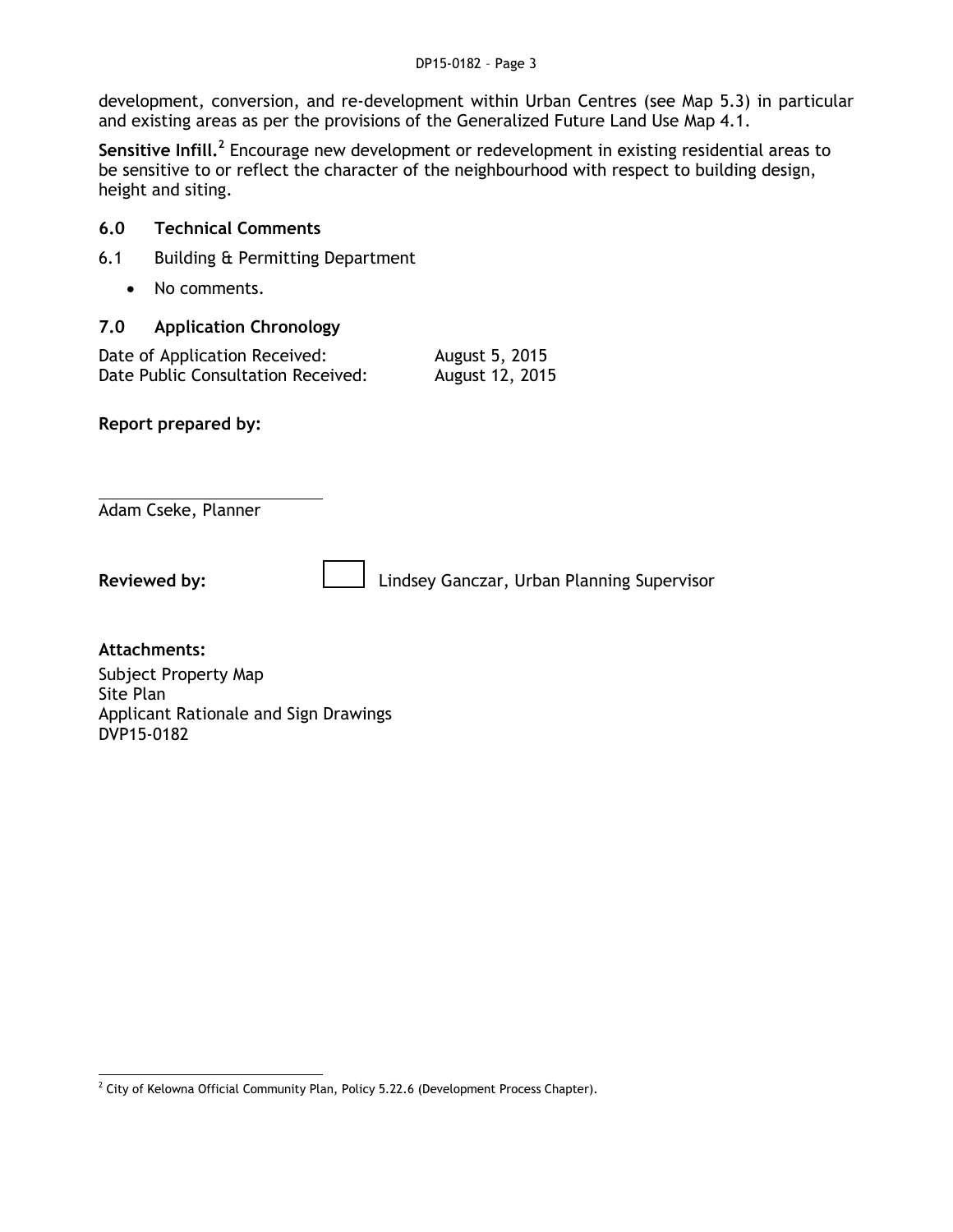development, conversion, and re-development within Urban Centres (see Map 5.3) in particular and existing areas as per the provisions of the Generalized Future Land Use Map 4.1.

**Sensitive Infill.**[2] Encourage new development or redevelopment in existing residential areas to be sensitive to or reflect the character of the neighbourhood with respect to building design, height and siting.

## 6.0 Technical Comments

6.1 Building & Permitting Department

- No comments.

## 7.0 Application Chronology

| | |
|---|---|
| Date of Application Received: | August 5, 2015 |
| Date Public Consultation Received: | August 12, 2015 |

**Report prepared by:**

Adam Cseke, Planner

**Reviewed by:** Lindsey Ganczar, Urban Planning Supervisor

**Attachments:**

Subject Property Map
Site Plan
Applicant Rationale and Sign Drawings
DVP15-0182

[2] City of Kelowna Official Community Plan, Policy 5.22.6 (Development Process Chapter).